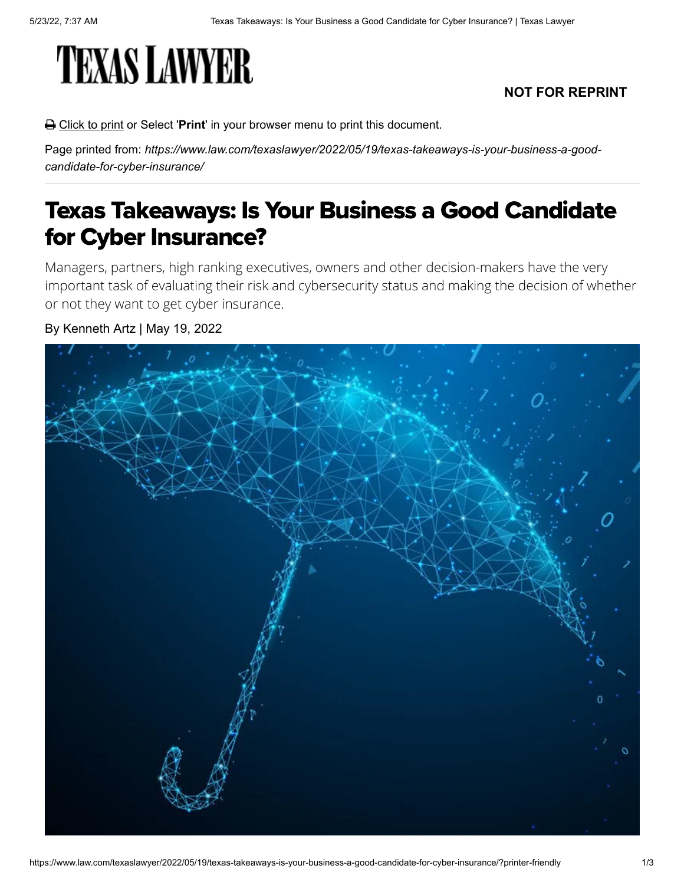TEXAS LAWYER

**NOT FOR REPRINT**

Click to print or Select '**Print**' in your browser menu to print this document.

Page printed from: *https://www.law.com/texaslawyer/2022/05/19/texas-takeaways-is-your-business-a-good-candidate-for-cyber-insurance/*

# Texas Takeaways: Is Your Business a Good Candidate for Cyber Insurance?

Managers, partners, high ranking executives, owners and other decision-makers have the very important task of evaluating their risk and cybersecurity status and making the decision of whether or not they want to get cyber insurance.

By Kenneth Artz | May 19, 2022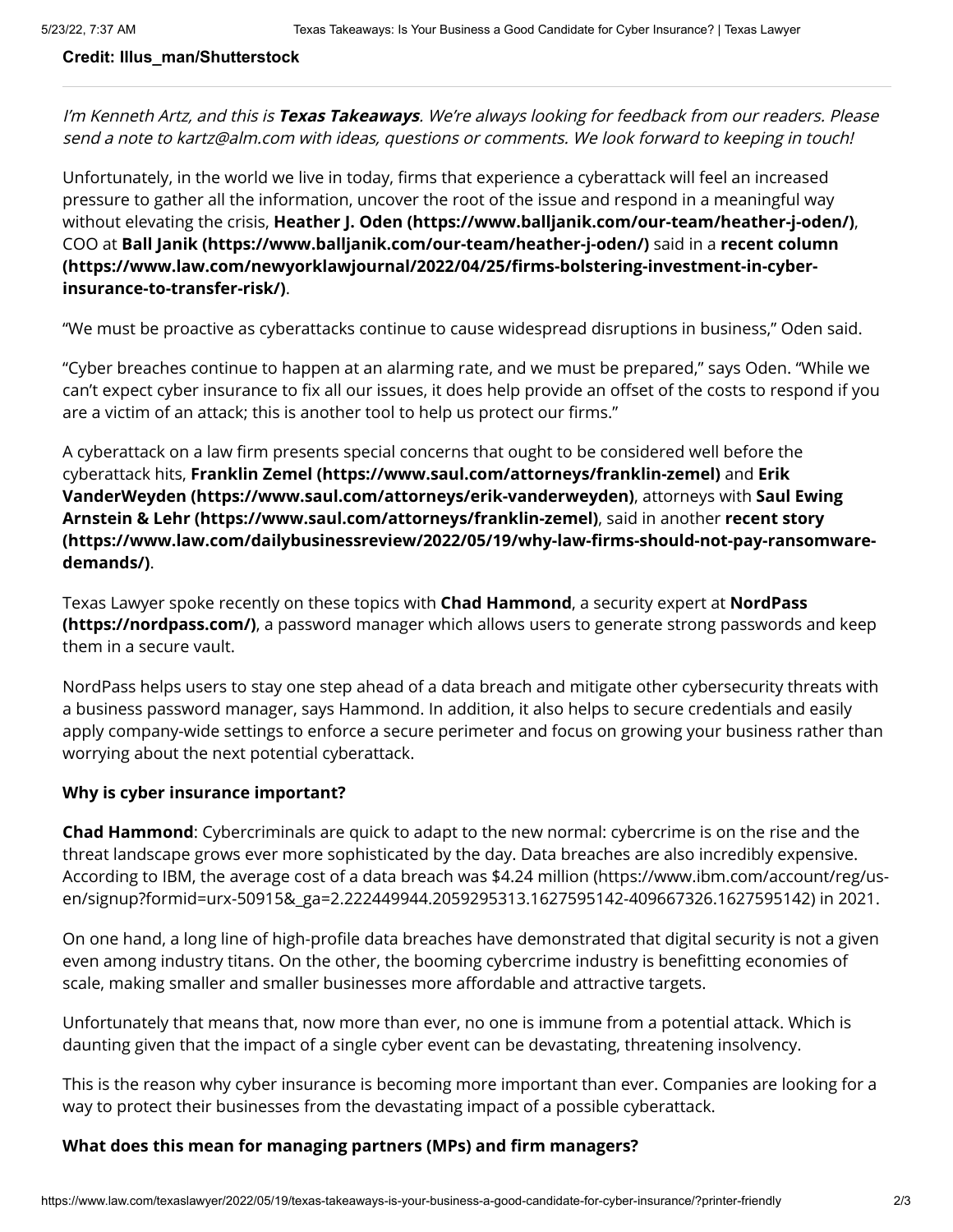**Credit: Illus_man/Shutterstock**

---

*I'm Kenneth Artz, and this is **Texas Takeaways**. We're always looking for feedback from our readers. Please send a note to kartz@alm.com with ideas, questions or comments. We look forward to keeping in touch!*

Unfortunately, in the world we live in today, firms that experience a cyberattack will feel an increased pressure to gather all the information, uncover the root of the issue and respond in a meaningful way without elevating the crisis, **Heather J. Oden (https://www.balljanik.com/our-team/heather-j-oden/)**, COO at **Ball Janik (https://www.balljanik.com/our-team/heather-j-oden/)** said in a **recent column (https://www.law.com/newyorklawjournal/2022/04/25/firms-bolstering-investment-in-cyber-insurance-to-transfer-risk/)**.

"We must be proactive as cyberattacks continue to cause widespread disruptions in business," Oden said.

"Cyber breaches continue to happen at an alarming rate, and we must be prepared," says Oden. "While we can't expect cyber insurance to fix all our issues, it does help provide an offset of the costs to respond if you are a victim of an attack; this is another tool to help us protect our firms."

A cyberattack on a law firm presents special concerns that ought to be considered well before the cyberattack hits, **Franklin Zemel (https://www.saul.com/attorneys/franklin-zemel)** and **Erik VanderWeyden (https://www.saul.com/attorneys/erik-vanderweyden)**, attorneys with **Saul Ewing Arnstein & Lehr (https://www.saul.com/attorneys/franklin-zemel)**, said in another **recent story (https://www.law.com/dailybusinessreview/2022/05/19/why-law-firms-should-not-pay-ransomware-demands/)**.

Texas Lawyer spoke recently on these topics with **Chad Hammond**, a security expert at **NordPass (https://nordpass.com/)**, a password manager which allows users to generate strong passwords and keep them in a secure vault.

NordPass helps users to stay one step ahead of a data breach and mitigate other cybersecurity threats with a business password manager, says Hammond. In addition, it also helps to secure credentials and easily apply company-wide settings to enforce a secure perimeter and focus on growing your business rather than worrying about the next potential cyberattack.

**Why is cyber insurance important?**

**Chad Hammond**: Cybercriminals are quick to adapt to the new normal: cybercrime is on the rise and the threat landscape grows ever more sophisticated by the day. Data breaches are also incredibly expensive. According to IBM, the average cost of a data breach was $4.24 million (https://www.ibm.com/account/reg/us-en/signup?formid=urx-50915&_ga=2.222449944.2059295313.1627595142-409667326.1627595142) in 2021.

On one hand, a long line of high-profile data breaches have demonstrated that digital security is not a given even among industry titans. On the other, the booming cybercrime industry is benefitting economies of scale, making smaller and smaller businesses more affordable and attractive targets.

Unfortunately that means that, now more than ever, no one is immune from a potential attack. Which is daunting given that the impact of a single cyber event can be devastating, threatening insolvency.

This is the reason why cyber insurance is becoming more important than ever. Companies are looking for a way to protect their businesses from the devastating impact of a possible cyberattack.

**What does this mean for managing partners (MPs) and firm managers?**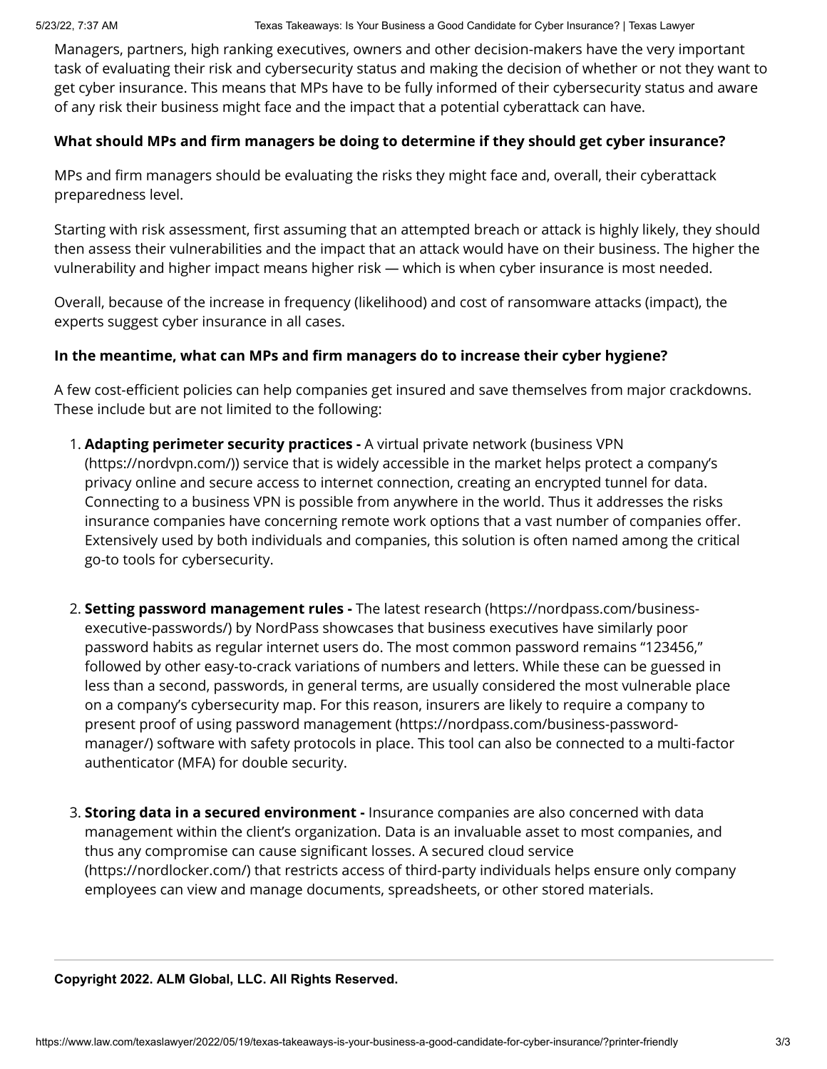Managers, partners, high ranking executives, owners and other decision-makers have the very important task of evaluating their risk and cybersecurity status and making the decision of whether or not they want to get cyber insurance. This means that MPs have to be fully informed of their cybersecurity status and aware of any risk their business might face and the impact that a potential cyberattack can have.

**What should MPs and firm managers be doing to determine if they should get cyber insurance?**

MPs and firm managers should be evaluating the risks they might face and, overall, their cyberattack preparedness level.

Starting with risk assessment, first assuming that an attempted breach or attack is highly likely, they should then assess their vulnerabilities and the impact that an attack would have on their business. The higher the vulnerability and higher impact means higher risk — which is when cyber insurance is most needed.

Overall, because of the increase in frequency (likelihood) and cost of ransomware attacks (impact), the experts suggest cyber insurance in all cases.

**In the meantime, what can MPs and firm managers do to increase their cyber hygiene?**

A few cost-efficient policies can help companies get insured and save themselves from major crackdowns. These include but are not limited to the following:

1. **Adapting perimeter security practices -** A virtual private network (business VPN (https://nordvpn.com/)) service that is widely accessible in the market helps protect a company's privacy online and secure access to internet connection, creating an encrypted tunnel for data. Connecting to a business VPN is possible from anywhere in the world. Thus it addresses the risks insurance companies have concerning remote work options that a vast number of companies offer. Extensively used by both individuals and companies, this solution is often named among the critical go-to tools for cybersecurity.

2. **Setting password management rules -** The latest research (https://nordpass.com/business-executive-passwords/) by NordPass showcases that business executives have similarly poor password habits as regular internet users do. The most common password remains "123456," followed by other easy-to-crack variations of numbers and letters. While these can be guessed in less than a second, passwords, in general terms, are usually considered the most vulnerable place on a company's cybersecurity map. For this reason, insurers are likely to require a company to present proof of using password management (https://nordpass.com/business-password-manager/) software with safety protocols in place. This tool can also be connected to a multi-factor authenticator (MFA) for double security.

3. **Storing data in a secured environment -** Insurance companies are also concerned with data management within the client's organization. Data is an invaluable asset to most companies, and thus any compromise can cause significant losses. A secured cloud service (https://nordlocker.com/) that restricts access of third-party individuals helps ensure only company employees can view and manage documents, spreadsheets, or other stored materials.

---

**Copyright 2022. ALM Global, LLC. All Rights Reserved.**